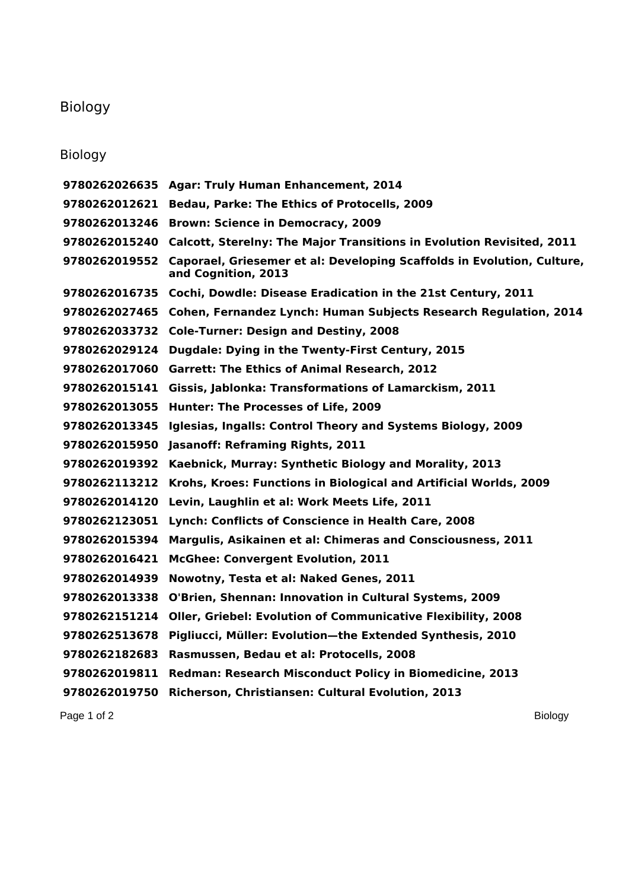# Biology

## Biology

| | |
|---|---|
| **9780262026635** | **Agar: Truly Human Enhancement, 2014** |
| **9780262012621** | **Bedau, Parke: The Ethics of Protocells, 2009** |
| **9780262013246** | **Brown: Science in Democracy, 2009** |
| **9780262015240** | **Calcott, Sterelny: The Major Transitions in Evolution Revisited, 2011** |
| **9780262019552** | **Caporael, Griesemer et al: Developing Scaffolds in Evolution, Culture, and Cognition, 2013** |
| **9780262016735** | **Cochi, Dowdle: Disease Eradication in the 21st Century, 2011** |
| **9780262027465** | **Cohen, Fernandez Lynch: Human Subjects Research Regulation, 2014** |
| **9780262033732** | **Cole-Turner: Design and Destiny, 2008** |
| **9780262029124** | **Dugdale: Dying in the Twenty-First Century, 2015** |
| **9780262017060** | **Garrett: The Ethics of Animal Research, 2012** |
| **9780262015141** | **Gissis, Jablonka: Transformations of Lamarckism, 2011** |
| **9780262013055** | **Hunter: The Processes of Life, 2009** |
| **9780262013345** | **Iglesias, Ingalls: Control Theory and Systems Biology, 2009** |
| **9780262015950** | **Jasanoff: Reframing Rights, 2011** |
| **9780262019392** | **Kaebnick, Murray: Synthetic Biology and Morality, 2013** |
| **9780262113212** | **Krohs, Kroes: Functions in Biological and Artificial Worlds, 2009** |
| **9780262014120** | **Levin, Laughlin et al: Work Meets Life, 2011** |
| **9780262123051** | **Lynch: Conflicts of Conscience in Health Care, 2008** |
| **9780262015394** | **Margulis, Asikainen et al: Chimeras and Consciousness, 2011** |
| **9780262016421** | **McGhee: Convergent Evolution, 2011** |
| **9780262014939** | **Nowotny, Testa et al: Naked Genes, 2011** |
| **9780262013338** | **O'Brien, Shennan: Innovation in Cultural Systems, 2009** |
| **9780262151214** | **Oller, Griebel: Evolution of Communicative Flexibility, 2008** |
| **9780262513678** | **Pigliucci, Müller: Evolution—the Extended Synthesis, 2010** |
| **9780262182683** | **Rasmussen, Bedau et al: Protocells, 2008** |
| **9780262019811** | **Redman: Research Misconduct Policy in Biomedicine, 2013** |
| **9780262019750** | **Richerson, Christiansen: Cultural Evolution, 2013** |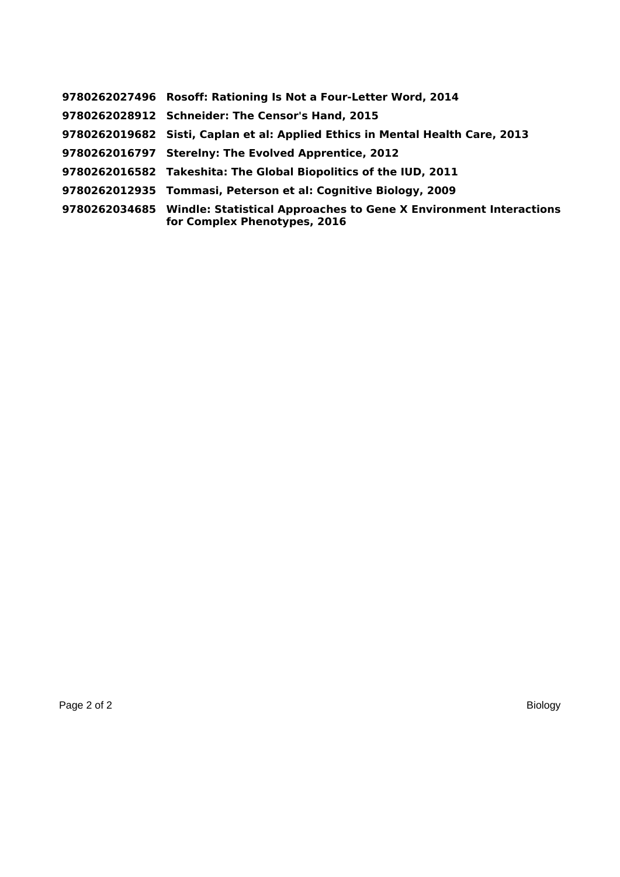**9780262027496 Rosoff: Rationing Is Not a Four-Letter Word, 2014**

**9780262028912 Schneider: The Censor's Hand, 2015**

**9780262019682 Sisti, Caplan et al: Applied Ethics in Mental Health Care, 2013**

**9780262016797 Sterelny: The Evolved Apprentice, 2012**

**9780262016582 Takeshita: The Global Biopolitics of the IUD, 2011**

**9780262012935 Tommasi, Peterson et al: Cognitive Biology, 2009**

**9780262034685 Windle: Statistical Approaches to Gene X Environment Interactions for Complex Phenotypes, 2016**